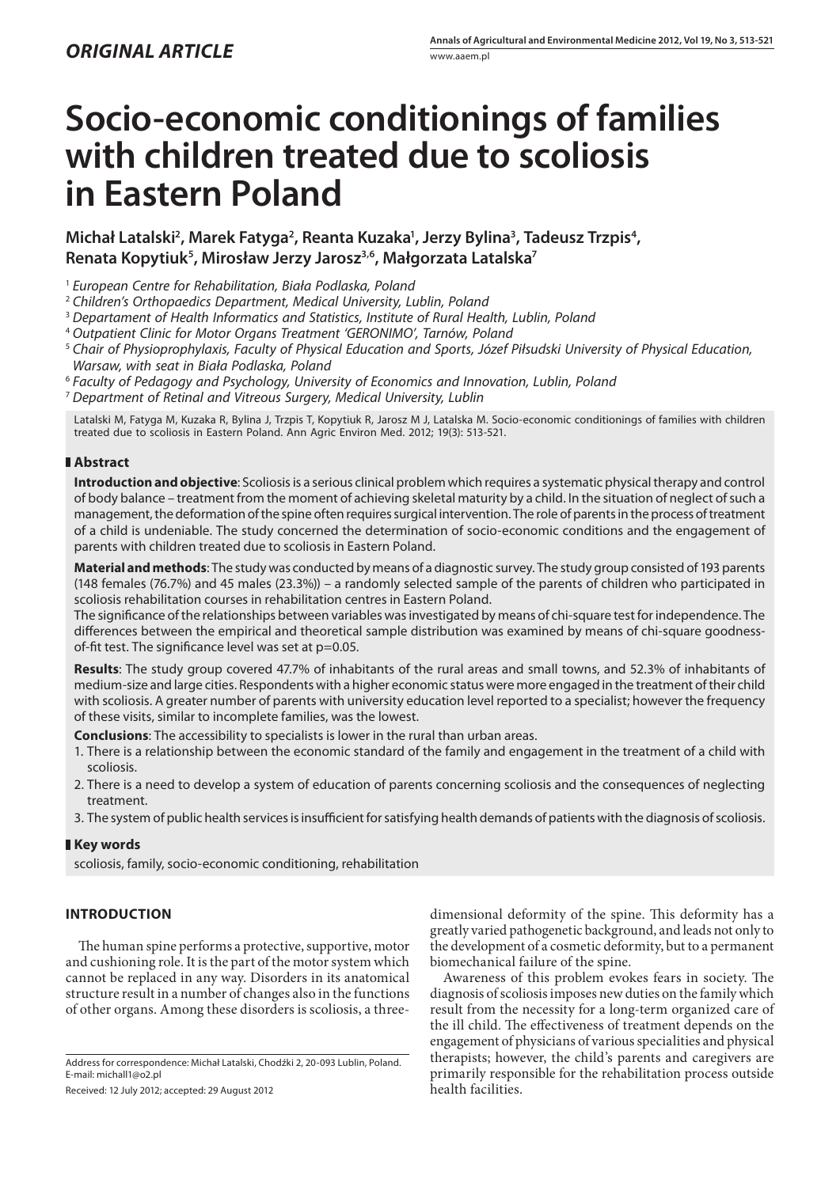*ORIGINAL ARTICLE*

# Socio-economic conditionings of families with children treated due to scoliosis in Eastern Poland

**Michał Latalski[2], Marek Fatyga[2], Reanta Kuzaka[1], Jerzy Bylina[3], Tadeusz Trzpis[4], Renata Kopytiuk[5], Mirosław Jerzy Jarosz[3,6], Małgorzata Latalska[7]**

[1] *European Centre for Rehabilitation, Biała Podlaska, Poland*
[2] *Children's Orthopaedics Department, Medical University, Lublin, Poland*
[3] *Deparatment of Health Informatics and Statistics, Institute of Rural Health, Lublin, Poland*
[4] *Outpatient Clinic for Motor Organs Treatment 'GERONIMO', Tarnów, Poland*
[5] *Chair of Physioprophylaxis, Faculty of Physical Education and Sports, Józef Piłsudski University of Physical Education, Warsaw, with seat in Biała Podlaska, Poland*
[6] *Faculty of Pedagogy and Psychology, University of Economics and Innovation, Lublin, Poland*
[7] *Department of Retinal and Vitreous Surgery, Medical University, Lublin*

Latalski M, Fatyga M, Kuzaka R, Bylina J, Trzpis T, Kopytiuk R, Jarosz M J, Latalska M. Socio-economic conditionings of families with children treated due to scoliosis in Eastern Poland. Ann Agric Environ Med. 2012; 19(3): 513-521.

## Abstract

**Introduction and objective**: Scoliosis is a serious clinical problem which requires a systematic physical therapy and control of body balance – treatment from the moment of achieving skeletal maturity by a child. In the situation of neglect of such a management, the deformation of the spine often requires surgical intervention. The role of parents in the process of treatment of a child is undeniable. The study concerned the determination of socio-economic conditions and the engagement of parents with children treated due to scoliosis in Eastern Poland.

**Material and methods**: The study was conducted by means of a diagnostic survey. The study group consisted of 193 parents (148 females (76.7%) and 45 males (23.3%)) – a randomly selected sample of the parents of children who participated in scoliosis rehabilitation courses in rehabilitation centres in Eastern Poland.

The significance of the relationships between variables was investigated by means of chi-square test for independence. The differences between the empirical and theoretical sample distribution was examined by means of chi-square goodness-of-fit test. The significance level was set at p=0.05.

**Results**: The study group covered 47.7% of inhabitants of the rural areas and small towns, and 52.3% of inhabitants of medium-size and large cities. Respondents with a higher economic status were more engaged in the treatment of their child with scoliosis. A greater number of parents with university education level reported to a specialist; however the frequency of these visits, similar to incomplete families, was the lowest.

**Conclusions**: The accessibility to specialists is lower in the rural than urban areas.

1. There is a relationship between the economic standard of the family and engagement in the treatment of a child with scoliosis.
2. There is a need to develop a system of education of parents concerning scoliosis and the consequences of neglecting treatment.
3. The system of public health services is insufficient for satisfying health demands of patients with the diagnosis of scoliosis.

## Key words

scoliosis, family, socio-economic conditioning, rehabilitation

## INTRODUCTION

The human spine performs a protective, supportive, motor and cushioning role. It is the part of the motor system which cannot be replaced in any way. Disorders in its anatomical structure result in a number of changes also in the functions of other organs. Among these disorders is scoliosis, a three-dimensional deformity of the spine. This deformity has a greatly varied pathogenetic background, and leads not only to the development of a cosmetic deformity, but to a permanent biomechanical failure of the spine.

Awareness of this problem evokes fears in society. The diagnosis of scoliosis imposes new duties on the family which result from the necessity for a long-term organized care of the ill child. The effectiveness of treatment depends on the engagement of physicians of various specialities and physical therapists; however, the child's parents and caregivers are primarily responsible for the rehabilitation process outside health facilities.

Address for correspondence: Michał Latalski, Chodźki 2, 20-093 Lublin, Poland.
E-mail: michall1@o2.pl

Received: 12 July 2012; accepted: 29 August 2012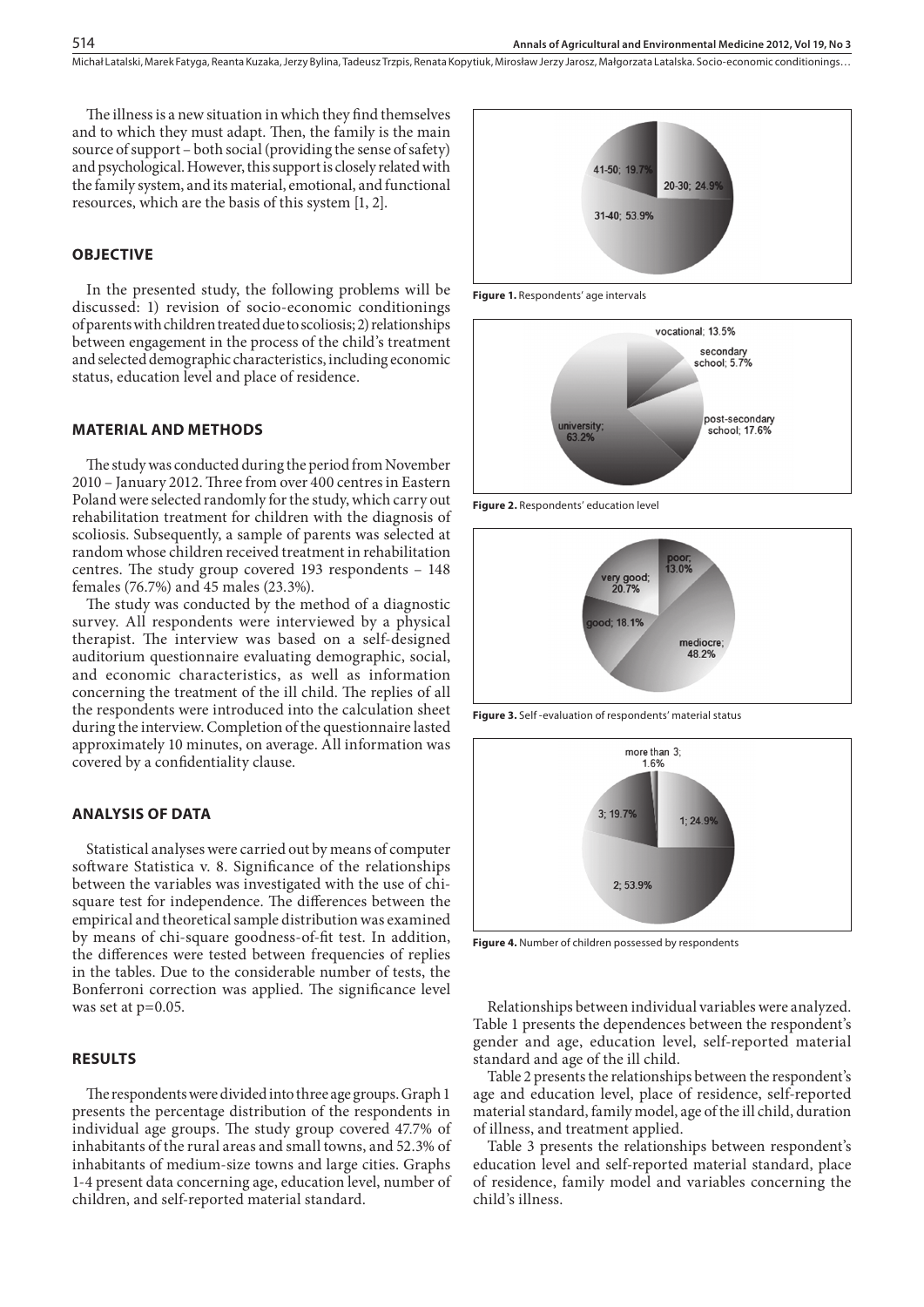The illness is a new situation in which they find themselves and to which they must adapt. Then, the family is the main source of support – both social (providing the sense of safety) and psychological. However, this support is closely related with the family system, and its material, emotional, and functional resources, which are the basis of this system [1, 2].

## OBJECTIVE

In the presented study, the following problems will be discussed: 1) revision of socio-economic conditionings of parents with children treated due to scoliosis; 2) relationships between engagement in the process of the child's treatment and selected demographic characteristics, including economic status, education level and place of residence.

## MATERIAL AND METHODS

The study was conducted during the period from November 2010 – January 2012. Three from over 400 centres in Eastern Poland were selected randomly for the study, which carry out rehabilitation treatment for children with the diagnosis of scoliosis. Subsequently, a sample of parents was selected at random whose children received treatment in rehabilitation centres. The study group covered 193 respondents – 148 females (76.7%) and 45 males (23.3%).

The study was conducted by the method of a diagnostic survey. All respondents were interviewed by a physical therapist. The interview was based on a self-designed auditorium questionnaire evaluating demographic, social, and economic characteristics, as well as information concerning the treatment of the ill child. The replies of all the respondents were introduced into the calculation sheet during the interview. Completion of the questionnaire lasted approximately 10 minutes, on average. All information was covered by a confidentiality clause.

## ANALYSIS OF DATA

Statistical analyses were carried out by means of computer software Statistica v. 8. Significance of the relationships between the variables was investigated with the use of chi-square test for independence. The differences between the empirical and theoretical sample distribution was examined by means of chi-square goodness-of-fit test. In addition, the differences were tested between frequencies of replies in the tables. Due to the considerable number of tests, the Bonferroni correction was applied. The significance level was set at p=0.05.

## RESULTS

The respondents were divided into three age groups. Graph 1 presents the percentage distribution of the respondents in individual age groups. The study group covered 47.7% of inhabitants of the rural areas and small towns, and 52.3% of inhabitants of medium-size towns and large cities. Graphs 1-4 present data concerning age, education level, number of children, and self-reported material standard.

41-50; 19.7%
20-30; 24.9%
31-40; 53.9%

**Figure 1.** Respondents' age intervals

vocational; 13.5%
secondary school; 5.7%
post-secondary school; 17.6%
university; 63.2%

**Figure 2.** Respondents' education level

poor; 13.0%
very good; 20.7%
good; 18.1%
mediocre; 48.2%

**Figure 3.** Self-evaluation of respondents' material status

more than 3; 1.6%
3; 19.7%
1; 24.9%
2; 53.9%

**Figure 4.** Number of children possessed by respondents

Relationships between individual variables were analyzed. Table 1 presents the dependences between the respondent's gender and age, education level, self-reported material standard and age of the ill child.

Table 2 presents the relationships between the respondent's age and education level, place of residence, self-reported material standard, family model, age of the ill child, duration of illness, and treatment applied.

Table 3 presents the relationships between respondent's education level and self-reported material standard, place of residence, family model and variables concerning the child's illness.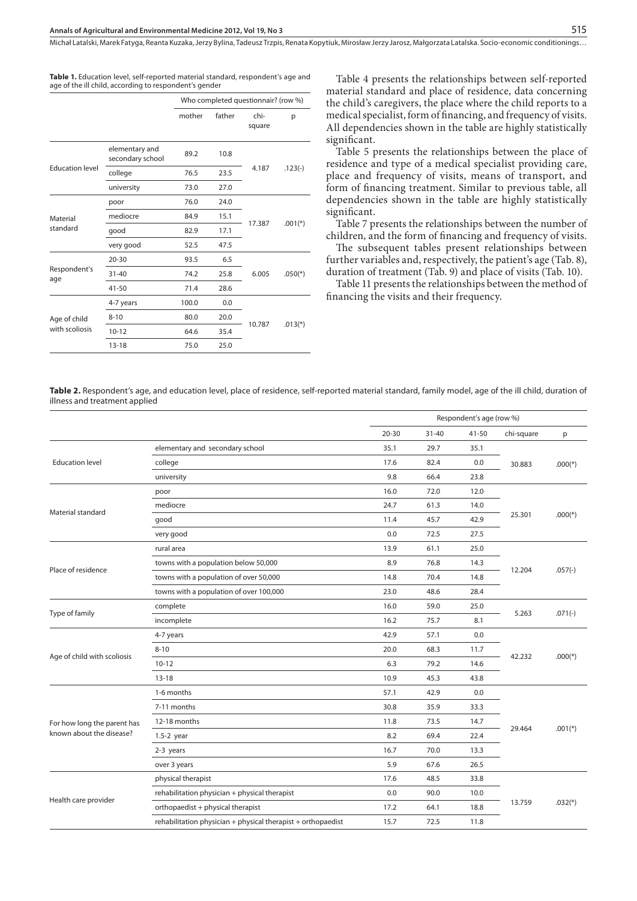**Table 1.** Education level, self-reported material standard, respondent's age and age of the ill child, according to respondent's gender

| | | Who completed questionnair? (row %) | | | |
|---|---|---|---|---|---|
| | | mother | father | chi-square | p |
| Education level | elementary and secondary school | 89.2 | 10.8 | 4.187 | .123(-) |
| | college | 76.5 | 23.5 | | |
| | university | 73.0 | 27.0 | | |
| Material standard | poor | 76.0 | 24.0 | 17.387 | .001(*) |
| | mediocre | 84.9 | 15.1 | | |
| | good | 82.9 | 17.1 | | |
| | very good | 52.5 | 47.5 | | |
| Respondent's age | 20-30 | 93.5 | 6.5 | 6.005 | .050(*) |
| | 31-40 | 74.2 | 25.8 | | |
| | 41-50 | 71.4 | 28.6 | | |
| Age of child with scoliosis | 4-7 years | 100.0 | 0.0 | 10.787 | .013(*) |
| | 8-10 | 80.0 | 20.0 | | |
| | 10-12 | 64.6 | 35.4 | | |
| | 13-18 | 75.0 | 25.0 | | |

Table 4 presents the relationships between self-reported material standard and place of residence, data concerning the child's caregivers, the place where the child reports to a medical specialist, form of financing, and frequency of visits. All dependencies shown in the table are highly statistically significant.

Table 5 presents the relationships between the place of residence and type of a medical specialist providing care, place and frequency of visits, means of transport, and form of financing treatment. Similar to previous table, all dependencies shown in the table are highly statistically significant.

Table 7 presents the relationships between the number of children, and the form of financing and frequency of visits.

The subsequent tables present relationships between further variables and, respectively, the patient's age (Tab. 8), duration of treatment (Tab. 9) and place of visits (Tab. 10).

Table 11 presents the relationships between the method of financing the visits and their frequency.

**Table 2.** Respondent's age, and education level, place of residence, self-reported material standard, family model, age of the ill child, duration of illness and treatment applied

| | | Respondent's age (row %) | | | | |
|---|---|---|---|---|---|---|
| | | 20-30 | 31-40 | 41-50 | chi-square | p |
| Education level | elementary and secondary school | 35.1 | 29.7 | 35.1 | 30.883 | .000(*) |
| | college | 17.6 | 82.4 | 0.0 | | |
| | university | 9.8 | 66.4 | 23.8 | | |
| Material standard | poor | 16.0 | 72.0 | 12.0 | 25.301 | .000(*) |
| | mediocre | 24.7 | 61.3 | 14.0 | | |
| | good | 11.4 | 45.7 | 42.9 | | |
| | very good | 0.0 | 72.5 | 27.5 | | |
| Place of residence | rural area | 13.9 | 61.1 | 25.0 | 12.204 | .057(-) |
| | towns with a population below 50,000 | 8.9 | 76.8 | 14.3 | | |
| | towns with a population of over 50,000 | 14.8 | 70.4 | 14.8 | | |
| | towns with a population of over 100,000 | 23.0 | 48.6 | 28.4 | | |
| Type of family | complete | 16.0 | 59.0 | 25.0 | 5.263 | .071(-) |
| | incomplete | 16.2 | 75.7 | 8.1 | | |
| Age of child with scoliosis | 4-7 years | 42.9 | 57.1 | 0.0 | 42.232 | .000(*) |
| | 8-10 | 20.0 | 68.3 | 11.7 | | |
| | 10-12 | 6.3 | 79.2 | 14.6 | | |
| | 13-18 | 10.9 | 45.3 | 43.8 | | |
| For how long the parent has known about the disease? | 1-6 months | 57.1 | 42.9 | 0.0 | 29.464 | .001(*) |
| | 7-11 months | 30.8 | 35.9 | 33.3 | | |
| | 12-18 months | 11.8 | 73.5 | 14.7 | | |
| | 1.5-2 year | 8.2 | 69.4 | 22.4 | | |
| | 2-3 years | 16.7 | 70.0 | 13.3 | | |
| | over 3 years | 5.9 | 67.6 | 26.5 | | |
| Health care provider | physical therapist | 17.6 | 48.5 | 33.8 | 13.759 | .032(*) |
| | rehabilitation physician + physical therapist | 0.0 | 90.0 | 10.0 | | |
| | orthopaedist + physical therapist | 17.2 | 64.1 | 18.8 | | |
| | rehabilitation physician + physical therapist + orthopaedist | 15.7 | 72.5 | 11.8 | | |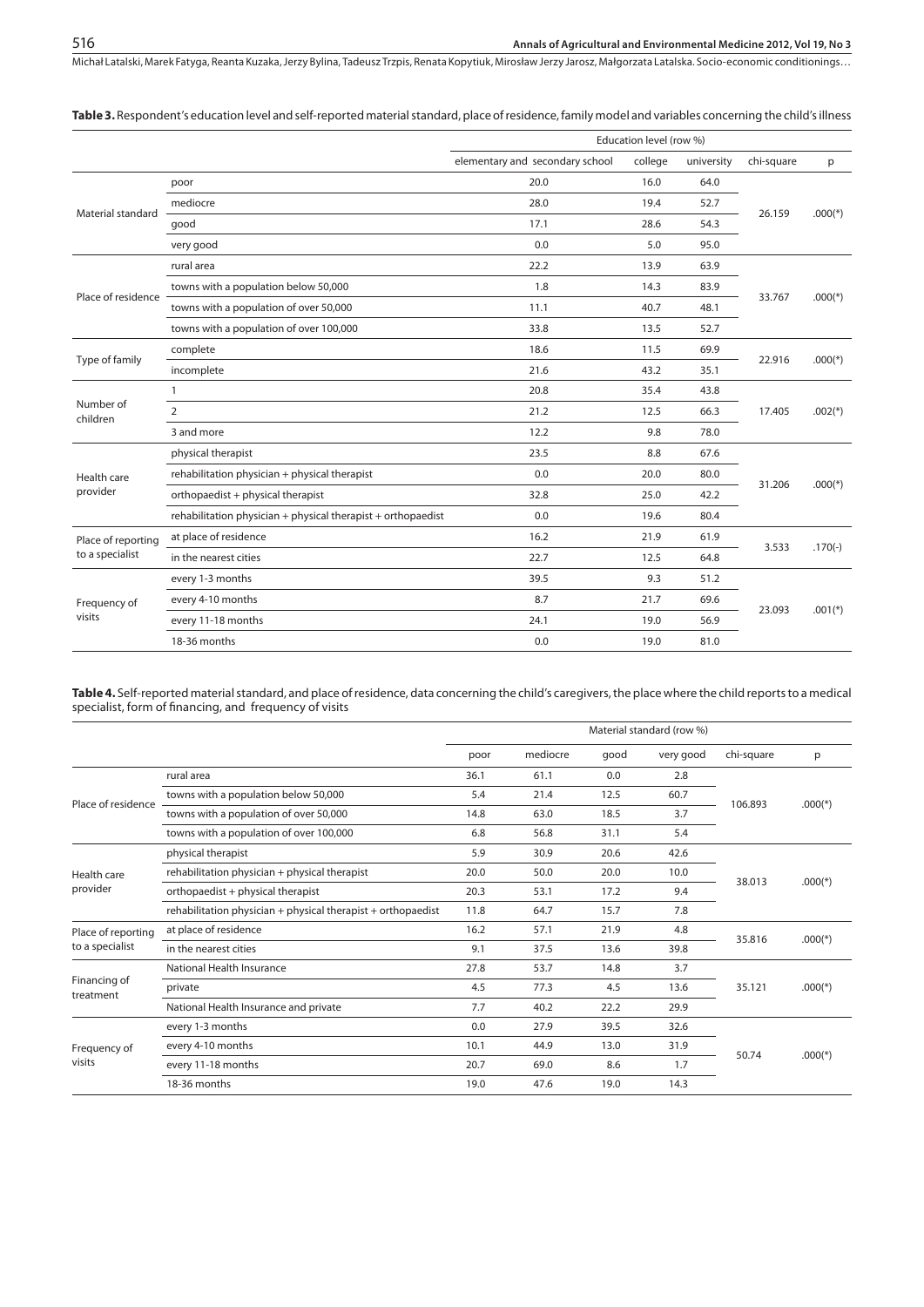**Table 3.** Respondent's education level and self-reported material standard, place of residence, family model and variables concerning the child's illness

| | | Education level (row %) | | | | |
|---|---|---|---|---|---|---|
| | | elementary and secondary school | college | university | chi-square | p |
| Material standard | poor | 20.0 | 16.0 | 64.0 | 26.159 | .000(*) |
| | mediocre | 28.0 | 19.4 | 52.7 | | |
| | good | 17.1 | 28.6 | 54.3 | | |
| | very good | 0.0 | 5.0 | 95.0 | | |
| Place of residence | rural area | 22.2 | 13.9 | 63.9 | 33.767 | .000(*) |
| | towns with a population below 50,000 | 1.8 | 14.3 | 83.9 | | |
| | towns with a population of over 50,000 | 11.1 | 40.7 | 48.1 | | |
| | towns with a population of over 100,000 | 33.8 | 13.5 | 52.7 | | |
| Type of family | complete | 18.6 | 11.5 | 69.9 | 22.916 | .000(*) |
| | incomplete | 21.6 | 43.2 | 35.1 | | |
| Number of children | 1 | 20.8 | 35.4 | 43.8 | 17.405 | .002(*) |
| | 2 | 21.2 | 12.5 | 66.3 | | |
| | 3 and more | 12.2 | 9.8 | 78.0 | | |
| Health care provider | physical therapist | 23.5 | 8.8 | 67.6 | 31.206 | .000(*) |
| | rehabilitation physician + physical therapist | 0.0 | 20.0 | 80.0 | | |
| | orthopaedist + physical therapist | 32.8 | 25.0 | 42.2 | | |
| | rehabilitation physician + physical therapist + orthopaedist | 0.0 | 19.6 | 80.4 | | |
| Place of reporting to a specialist | at place of residence | 16.2 | 21.9 | 61.9 | 3.533 | .170(-) |
| | in the nearest cities | 22.7 | 12.5 | 64.8 | | |
| Frequency of visits | every 1-3 months | 39.5 | 9.3 | 51.2 | 23.093 | .001(*) |
| | every 4-10 months | 8.7 | 21.7 | 69.6 | | |
| | every 11-18 months | 24.1 | 19.0 | 56.9 | | |
| | 18-36 months | 0.0 | 19.0 | 81.0 | | |

**Table 4.** Self-reported material standard, and place of residence, data concerning the child's caregivers, the place where the child reports to a medical specialist, form of financing, and frequency of visits

| | | Material standard (row %) | | | | | |
|---|---|---|---|---|---|---|---|
| | | poor | mediocre | good | very good | chi-square | p |
| Place of residence | rural area | 36.1 | 61.1 | 0.0 | 2.8 | 106.893 | .000(*) |
| | towns with a population below 50,000 | 5.4 | 21.4 | 12.5 | 60.7 | | |
| | towns with a population of over 50,000 | 14.8 | 63.0 | 18.5 | 3.7 | | |
| | towns with a population of over 100,000 | 6.8 | 56.8 | 31.1 | 5.4 | | |
| Health care provider | physical therapist | 5.9 | 30.9 | 20.6 | 42.6 | 38.013 | .000(*) |
| | rehabilitation physician + physical therapist | 20.0 | 50.0 | 20.0 | 10.0 | | |
| | orthopaedist + physical therapist | 20.3 | 53.1 | 17.2 | 9.4 | | |
| | rehabilitation physician + physical therapist + orthopaedist | 11.8 | 64.7 | 15.7 | 7.8 | | |
| Place of reporting to a specialist | at place of residence | 16.2 | 57.1 | 21.9 | 4.8 | 35.816 | .000(*) |
| | in the nearest cities | 9.1 | 37.5 | 13.6 | 39.8 | | |
| Financing of treatment | National Health Insurance | 27.8 | 53.7 | 14.8 | 3.7 | 35.121 | .000(*) |
| | private | 4.5 | 77.3 | 4.5 | 13.6 | | |
| | National Health Insurance and private | 7.7 | 40.2 | 22.2 | 29.9 | | |
| Frequency of visits | every 1-3 months | 0.0 | 27.9 | 39.5 | 32.6 | 50.74 | .000(*) |
| | every 4-10 months | 10.1 | 44.9 | 13.0 | 31.9 | | |
| | every 11-18 months | 20.7 | 69.0 | 8.6 | 1.7 | | |
| | 18-36 months | 19.0 | 47.6 | 19.0 | 14.3 | | |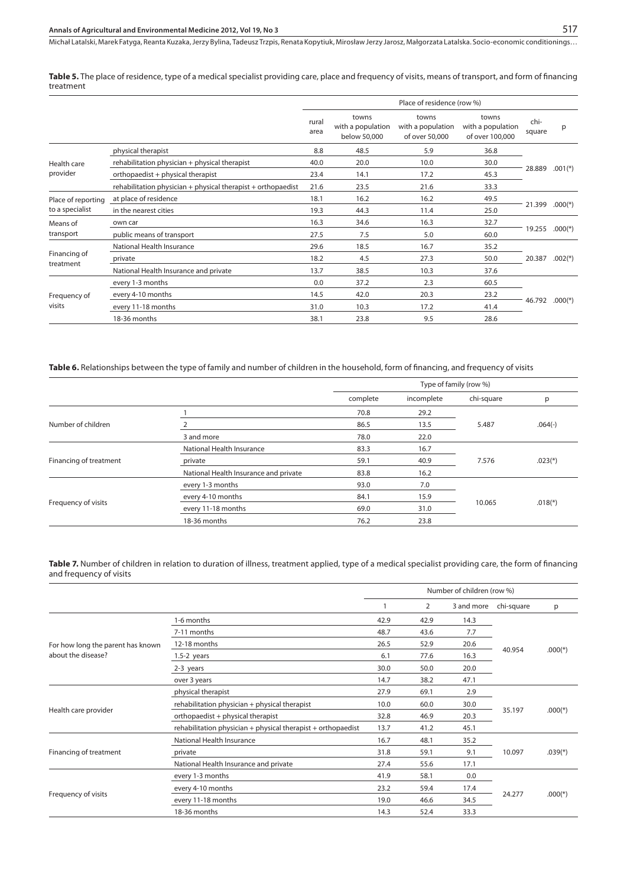**Table 5.** The place of residence, type of a medical specialist providing care, place and frequency of visits, means of transport, and form of financing treatment

| | | Place of residence (row %) | | | | | |
|---|---|---|---|---|---|---|---|
| | | rural area | towns with a population below 50,000 | towns with a population of over 50,000 | towns with a population of over 100,000 | chi-square | p |
| Health care provider | physical therapist | 8.8 | 48.5 | 5.9 | 36.8 | 28.889 | .001(*) |
| | rehabilitation physician + physical therapist | 40.0 | 20.0 | 10.0 | 30.0 | | |
| | orthopaedist + physical therapist | 23.4 | 14.1 | 17.2 | 45.3 | | |
| | rehabilitation physician + physical therapist + orthopaedist | 21.6 | 23.5 | 21.6 | 33.3 | | |
| Place of reporting to a specialist | at place of residence | 18.1 | 16.2 | 16.2 | 49.5 | 21.399 | .000(*) |
| | in the nearest cities | 19.3 | 44.3 | 11.4 | 25.0 | | |
| Means of transport | own car | 16.3 | 34.6 | 16.3 | 32.7 | 19.255 | .000(*) |
| | public means of transport | 27.5 | 7.5 | 5.0 | 60.0 | | |
| Financing of treatment | National Health Insurance | 29.6 | 18.5 | 16.7 | 35.2 | 20.387 | .002(*) |
| | private | 18.2 | 4.5 | 27.3 | 50.0 | | |
| | National Health Insurance and private | 13.7 | 38.5 | 10.3 | 37.6 | | |
| Frequency of visits | every 1-3 months | 0.0 | 37.2 | 2.3 | 60.5 | 46.792 | .000(*) |
| | every 4-10 months | 14.5 | 42.0 | 20.3 | 23.2 | | |
| | every 11-18 months | 31.0 | 10.3 | 17.2 | 41.4 | | |
| | 18-36 months | 38.1 | 23.8 | 9.5 | 28.6 | | |

**Table 6.** Relationships between the type of family and number of children in the household, form of financing, and frequency of visits

| | | Type of family (row %) | | | |
|---|---|---|---|---|---|
| | | complete | incomplete | chi-square | p |
| Number of children | 1 | 70.8 | 29.2 | 5.487 | .064(-) |
| | 2 | 86.5 | 13.5 | | |
| | 3 and more | 78.0 | 22.0 | | |
| Financing of treatment | National Health Insurance | 83.3 | 16.7 | 7.576 | .023(*) |
| | private | 59.1 | 40.9 | | |
| | National Health Insurance and private | 83.8 | 16.2 | | |
| Frequency of visits | every 1-3 months | 93.0 | 7.0 | 10.065 | .018(*) |
| | every 4-10 months | 84.1 | 15.9 | | |
| | every 11-18 months | 69.0 | 31.0 | | |
| | 18-36 months | 76.2 | 23.8 | | |

**Table 7.** Number of children in relation to duration of illness, treatment applied, type of a medical specialist providing care, the form of financing and frequency of visits

| | | Number of children (row %) | | | | |
|---|---|---|---|---|---|---|
| | | 1 | 2 | 3 and more | chi-square | p |
| For how long the parent has known about the disease? | 1-6 months | 42.9 | 42.9 | 14.3 | 40.954 | .000(*) |
| | 7-11 months | 48.7 | 43.6 | 7.7 | | |
| | 12-18 months | 26.5 | 52.9 | 20.6 | | |
| | 1.5-2 years | 6.1 | 77.6 | 16.3 | | |
| | 2-3 years | 30.0 | 50.0 | 20.0 | | |
| | over 3 years | 14.7 | 38.2 | 47.1 | | |
| Health care provider | physical therapist | 27.9 | 69.1 | 2.9 | 35.197 | .000(*) |
| | rehabilitation physician + physical therapist | 10.0 | 60.0 | 30.0 | | |
| | orthopaedist + physical therapist | 32.8 | 46.9 | 20.3 | | |
| | rehabilitation physician + physical therapist + orthopaedist | 13.7 | 41.2 | 45.1 | | |
| Financing of treatment | National Health Insurance | 16.7 | 48.1 | 35.2 | 10.097 | .039(*) |
| | private | 31.8 | 59.1 | 9.1 | | |
| | National Health Insurance and private | 27.4 | 55.6 | 17.1 | | |
| Frequency of visits | every 1-3 months | 41.9 | 58.1 | 0.0 | 24.277 | .000(*) |
| | every 4-10 months | 23.2 | 59.4 | 17.4 | | |
| | every 11-18 months | 19.0 | 46.6 | 34.5 | | |
| | 18-36 months | 14.3 | 52.4 | 33.3 | | |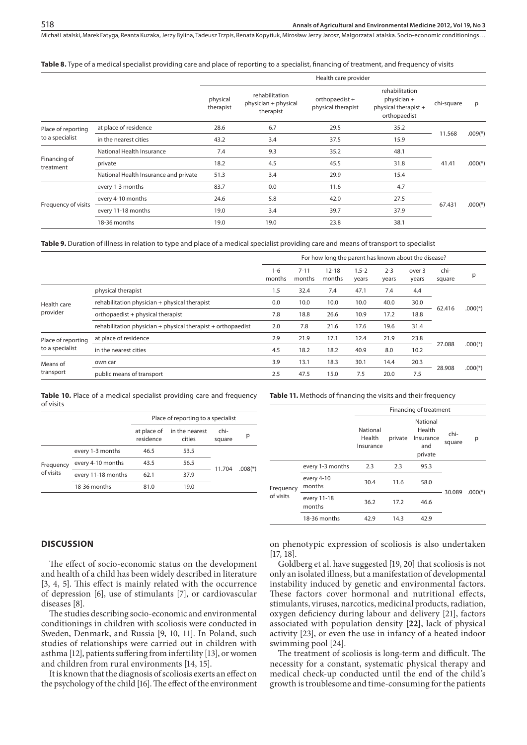**Table 8.** Type of a medical specialist providing care and place of reporting to a specialist, financing of treatment, and frequency of visits

| | | Health care provider | | | | | |
|---|---|---|---|---|---|---|---|
| | | physical therapist | rehabilitation physician + physical therapist | orthopaedist + physical therapist | rehabilitation physician + physical therapist + orthopaedist | chi-square | p |
| Place of reporting to a specialist | at place of residence | 28.6 | 6.7 | 29.5 | 35.2 | 11.568 | .009(*) |
| | in the nearest cities | 43.2 | 3.4 | 37.5 | 15.9 | | |
| Financing of treatment | National Health Insurance | 7.4 | 9.3 | 35.2 | 48.1 | 41.41 | .000(*) |
| | private | 18.2 | 4.5 | 45.5 | 31.8 | | |
| | National Health Insurance and private | 51.3 | 3.4 | 29.9 | 15.4 | | |
| Frequency of visits | every 1-3 months | 83.7 | 0.0 | 11.6 | 4.7 | 67.431 | .000(*) |
| | every 4-10 months | 24.6 | 5.8 | 42.0 | 27.5 | | |
| | every 11-18 months | 19.0 | 3.4 | 39.7 | 37.9 | | |
| | 18-36 months | 19.0 | 19.0 | 23.8 | 38.1 | | |

**Table 9.** Duration of illness in relation to type and place of a medical specialist providing care and means of transport to specialist

| | | For how long the parent has known about the disease? | | | | | | | |
|---|---|---|---|---|---|---|---|---|---|
| | | 1-6 months | 7-11 months | 12-18 months | 1.5-2 years | 2-3 years | over 3 years | chi-square | p |
| Health care provider | physical therapist | 1.5 | 32.4 | 7.4 | 47.1 | 7.4 | 4.4 | 62.416 | .000(*) |
| | rehabilitation physician + physical therapist | 0.0 | 10.0 | 10.0 | 10.0 | 40.0 | 30.0 | | |
| | orthopaedist + physical therapist | 7.8 | 18.8 | 26.6 | 10.9 | 17.2 | 18.8 | | |
| | rehabilitation physician + physical therapist + orthopaedist | 2.0 | 7.8 | 21.6 | 17.6 | 19.6 | 31.4 | | |
| Place of reporting to a specialist | at place of residence | 2.9 | 21.9 | 17.1 | 12.4 | 21.9 | 23.8 | 27.088 | .000(*) |
| | in the nearest cities | 4.5 | 18.2 | 18.2 | 40.9 | 8.0 | 10.2 | | |
| Means of transport | own car | 3.9 | 13.1 | 18.3 | 30.1 | 14.4 | 20.3 | 28.908 | .000(*) |
| | public means of transport | 2.5 | 47.5 | 15.0 | 7.5 | 20.0 | 7.5 | | |

**Table 10.** Place of a medical specialist providing care and frequency of visits

| | | Place of reporting to a specialist | | | |
|---|---|---|---|---|---|
| | | at place of residence | in the nearest cities | chi-square | p |
| Frequency of visits | every 1-3 months | 46.5 | 53.5 | 11.704 | .008(*) |
| | every 4-10 months | 43.5 | 56.5 | | |
| | every 11-18 months | 62.1 | 37.9 | | |
| | 18-36 months | 81.0 | 19.0 | | |

**Table 11.** Methods of financing the visits and their frequency

| | | Financing of treatment | | | | |
|---|---|---|---|---|---|---|
| | | National Health Insurance | private | National Health Insurance and private | chi-square | p |
| Frequency of visits | every 1-3 months | 2.3 | 2.3 | 95.3 | 30.089 | .000(*) |
| | every 4-10 months | 30.4 | 11.6 | 58.0 | | |
| | every 11-18 months | 36.2 | 17.2 | 46.6 | | |
| | 18-36 months | 42.9 | 14.3 | 42.9 | | |

## DISCUSSION

The effect of socio-economic status on the development and health of a child has been widely described in literature [3, 4, 5]. This effect is mainly related with the occurrence of depression [6], use of stimulants [7], or cardiovascular diseases [8].

The studies describing socio-economic and environmental conditionings in children with scoliosis were conducted in Sweden, Denmark, and Russia [9, 10, 11]. In Poland, such studies of relationships were carried out in children with asthma [12], patients suffering from infertility [13], or women and children from rural environments [14, 15].

It is known that the diagnosis of scoliosis exerts an effect on the psychology of the child [16]. The effect of the environment on phenotypic expression of scoliosis is also undertaken [17, 18].

Goldberg et al. have suggested [19, 20] that scoliosis is not only an isolated illness, but a manifestation of developmental instability induced by genetic and environmental factors. These factors cover hormonal and nutritional effects, stimulants, viruses, narcotics, medicinal products, radiation, oxygen deficiency during labour and delivery [21], factors associated with population density **[22]**, lack of physical activity [23], or even the use in infancy of a heated indoor swimming pool [24].

The treatment of scoliosis is long-term and difficult. The necessity for a constant, systematic physical therapy and medical check-up conducted until the end of the child's growth is troublesome and time-consuming for the patients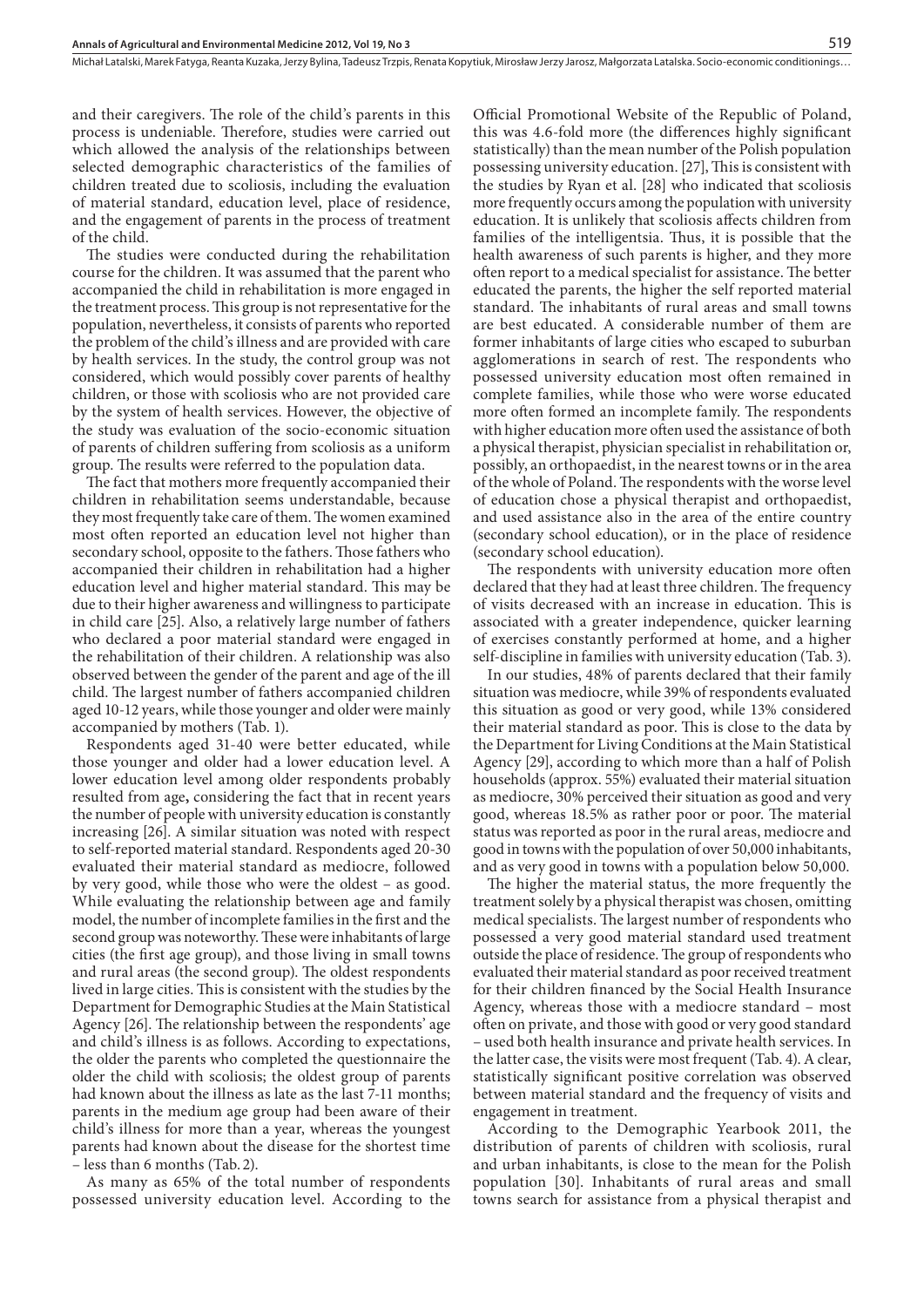and their caregivers. The role of the child's parents in this process is undeniable. Therefore, studies were carried out which allowed the analysis of the relationships between selected demographic characteristics of the families of children treated due to scoliosis, including the evaluation of material standard, education level, place of residence, and the engagement of parents in the process of treatment of the child.

The studies were conducted during the rehabilitation course for the children. It was assumed that the parent who accompanied the child in rehabilitation is more engaged in the treatment process. This group is not representative for the population, nevertheless, it consists of parents who reported the problem of the child's illness and are provided with care by health services. In the study, the control group was not considered, which would possibly cover parents of healthy children, or those with scoliosis who are not provided care by the system of health services. However, the objective of the study was evaluation of the socio-economic situation of parents of children suffering from scoliosis as a uniform group. The results were referred to the population data.

The fact that mothers more frequently accompanied their children in rehabilitation seems understandable, because they most frequently take care of them. The women examined most often reported an education level not higher than secondary school, opposite to the fathers. Those fathers who accompanied their children in rehabilitation had a higher education level and higher material standard. This may be due to their higher awareness and willingness to participate in child care [25]. Also, a relatively large number of fathers who declared a poor material standard were engaged in the rehabilitation of their children. A relationship was also observed between the gender of the parent and age of the ill child. The largest number of fathers accompanied children aged 10-12 years, while those younger and older were mainly accompanied by mothers (Tab. 1).

Respondents aged 31-40 were better educated, while those younger and older had a lower education level. A lower education level among older respondents probably resulted from age, considering the fact that in recent years the number of people with university education is constantly increasing [26]. A similar situation was noted with respect to self-reported material standard. Respondents aged 20-30 evaluated their material standard as mediocre, followed by very good, while those who were the oldest – as good. While evaluating the relationship between age and family model, the number of incomplete families in the first and the second group was noteworthy. These were inhabitants of large cities (the first age group), and those living in small towns and rural areas (the second group). The oldest respondents lived in large cities. This is consistent with the studies by the Department for Demographic Studies at the Main Statistical Agency [26]. The relationship between the respondents' age and child's illness is as follows. According to expectations, the older the parents who completed the questionnaire the older the child with scoliosis; the oldest group of parents had known about the illness as late as the last 7-11 months; parents in the medium age group had been aware of their child's illness for more than a year, whereas the youngest parents had known about the disease for the shortest time – less than 6 months (Tab. 2).

As many as 65% of the total number of respondents possessed university education level. According to the Official Promotional Website of the Republic of Poland, this was 4.6-fold more (the differences highly significant statistically) than the mean number of the Polish population possessing university education. [27], This is consistent with the studies by Ryan et al. [28] who indicated that scoliosis more frequently occurs among the population with university education. It is unlikely that scoliosis affects children from families of the intelligentsia. Thus, it is possible that the health awareness of such parents is higher, and they more often report to a medical specialist for assistance. The better educated the parents, the higher the self reported material standard. The inhabitants of rural areas and small towns are best educated. A considerable number of them are former inhabitants of large cities who escaped to suburban agglomerations in search of rest. The respondents who possessed university education most often remained in complete families, while those who were worse educated more often formed an incomplete family. The respondents with higher education more often used the assistance of both a physical therapist, physician specialist in rehabilitation or, possibly, an orthopaedist, in the nearest towns or in the area of the whole of Poland. The respondents with the worse level of education chose a physical therapist and orthopaedist, and used assistance also in the area of the entire country (secondary school education), or in the place of residence (secondary school education).

The respondents with university education more often declared that they had at least three children. The frequency of visits decreased with an increase in education. This is associated with a greater independence, quicker learning of exercises constantly performed at home, and a higher self-discipline in families with university education (Tab. 3).

In our studies, 48% of parents declared that their family situation was mediocre, while 39% of respondents evaluated this situation as good or very good, while 13% considered their material standard as poor. This is close to the data by the Department for Living Conditions at the Main Statistical Agency [29], according to which more than a half of Polish households (approx. 55%) evaluated their material situation as mediocre, 30% perceived their situation as good and very good, whereas 18.5% as rather poor or poor. The material status was reported as poor in the rural areas, mediocre and good in towns with the population of over 50,000 inhabitants, and as very good in towns with a population below 50,000.

The higher the material status, the more frequently the treatment solely by a physical therapist was chosen, omitting medical specialists. The largest number of respondents who possessed a very good material standard used treatment outside the place of residence. The group of respondents who evaluated their material standard as poor received treatment for their children financed by the Social Health Insurance Agency, whereas those with a mediocre standard – most often on private, and those with good or very good standard – used both health insurance and private health services. In the latter case, the visits were most frequent (Tab. 4). A clear, statistically significant positive correlation was observed between material standard and the frequency of visits and engagement in treatment.

According to the Demographic Yearbook 2011, the distribution of parents of children with scoliosis, rural and urban inhabitants, is close to the mean for the Polish population [30]. Inhabitants of rural areas and small towns search for assistance from a physical therapist and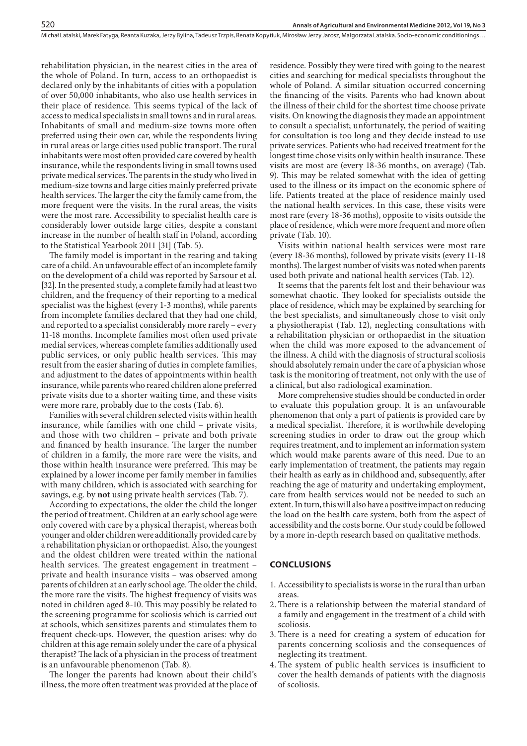rehabilitation physician, in the nearest cities in the area of the whole of Poland. In turn, access to an orthopaedist is declared only by the inhabitants of cities with a population of over 50,000 inhabitants, who also use health services in their place of residence. This seems typical of the lack of access to medical specialists in small towns and in rural areas. Inhabitants of small and medium-size towns more often preferred using their own car, while the respondents living in rural areas or large cities used public transport. The rural inhabitants were most often provided care covered by health insurance, while the respondents living in small towns used private medical services. The parents in the study who lived in medium-size towns and large cities mainly preferred private health services. The larger the city the family came from, the more frequent were the visits. In the rural areas, the visits were the most rare. Accessibility to specialist health care is considerably lower outside large cities, despite a constant increase in the number of health staff in Poland, according to the Statistical Yearbook 2011 [31] (Tab. 5).

The family model is important in the rearing and taking care of a child. An unfavourable effect of an incomplete family on the development of a child was reported by Sarsour et al. [32]. In the presented study, a complete family had at least two children, and the frequency of their reporting to a medical specialist was the highest (every 1-3 months), while parents from incomplete families declared that they had one child, and reported to a specialist considerably more rarely – every 11-18 months. Incomplete families most often used private medial services, whereas complete families additionally used public services, or only public health services. This may result from the easier sharing of duties in complete families, and adjustment to the dates of appointments within health insurance, while parents who reared children alone preferred private visits due to a shorter waiting time, and these visits were more rare, probably due to the costs (Tab. 6).

Families with several children selected visits within health insurance, while families with one child – private visits, and those with two children – private and both private and financed by health insurance. The larger the number of children in a family, the more rare were the visits, and those within health insurance were preferred. This may be explained by a lower income per family member in families with many children, which is associated with searching for savings, e.g. by **not** using private health services (Tab. 7).

According to expectations, the older the child the longer the period of treatment. Children at an early school age were only covered with care by a physical therapist, whereas both younger and older children were additionally provided care by a rehabilitation physician or orthopaedist. Also, the youngest and the oldest children were treated within the national health services. The greatest engagement in treatment – private and health insurance visits – was observed among parents of children at an early school age. The older the child, the more rare the visits. The highest frequency of visits was noted in children aged 8-10. This may possibly be related to the screening programme for scoliosis which is carried out at schools, which sensitizes parents and stimulates them to frequent check-ups. However, the question arises: why do children at this age remain solely under the care of a physical therapist? The lack of a physician in the process of treatment is an unfavourable phenomenon (Tab. 8).

The longer the parents had known about their child's illness, the more often treatment was provided at the place of residence. Possibly they were tired with going to the nearest cities and searching for medical specialists throughout the whole of Poland. A similar situation occurred concerning the financing of the visits. Parents who had known about the illness of their child for the shortest time choose private visits. On knowing the diagnosis they made an appointment to consult a specialist; unfortunately, the period of waiting for consultation is too long and they decide instead to use private services. Patients who had received treatment for the longest time chose visits only within health insurance. These visits are most are (every 18-36 months, on average) (Tab. 9). This may be related somewhat with the idea of getting used to the illness or its impact on the economic sphere of life. Patients treated at the place of residence mainly used the national health services. In this case, these visits were most rare (every 18-36 moths), opposite to visits outside the place of residence, which were more frequent and more often private (Tab. 10).

Visits within national health services were most rare (every 18-36 months), followed by private visits (every 11-18 months). The largest number of visits was noted when parents used both private and national health services (Tab. 12).

It seems that the parents felt lost and their behaviour was somewhat chaotic. They looked for specialists outside the place of residence, which may be explained by searching for the best specialists, and simultaneously chose to visit only a physiotherapist (Tab. 12), neglecting consultations with a rehabilitation physician or orthopaedist in the situation when the child was more exposed to the advancement of the illness. A child with the diagnosis of structural scoliosis should absolutely remain under the care of a physician whose task is the monitoring of treatment, not only with the use of a clinical, but also radiological examination.

More comprehensive studies should be conducted in order to evaluate this population group. It is an unfavourable phenomenon that only a part of patients is provided care by a medical specialist. Therefore, it is worthwhile developing screening studies in order to draw out the group which requires treatment, and to implement an information system which would make parents aware of this need. Due to an early implementation of treatment, the patients may regain their health as early as in childhood and, subsequently, after reaching the age of maturity and undertaking employment, care from health services would not be needed to such an extent. In turn, this will also have a positive impact on reducing the load on the health care system, both from the aspect of accessibility and the costs borne. Our study could be followed by a more in-depth research based on qualitative methods.

## CONCLUSIONS

1. Accessibility to specialists is worse in the rural than urban areas.
2. There is a relationship between the material standard of a family and engagement in the treatment of a child with scoliosis.
3. There is a need for creating a system of education for parents concerning scoliosis and the consequences of neglecting its treatment.
4. The system of public health services is insufficient to cover the health demands of patients with the diagnosis of scoliosis.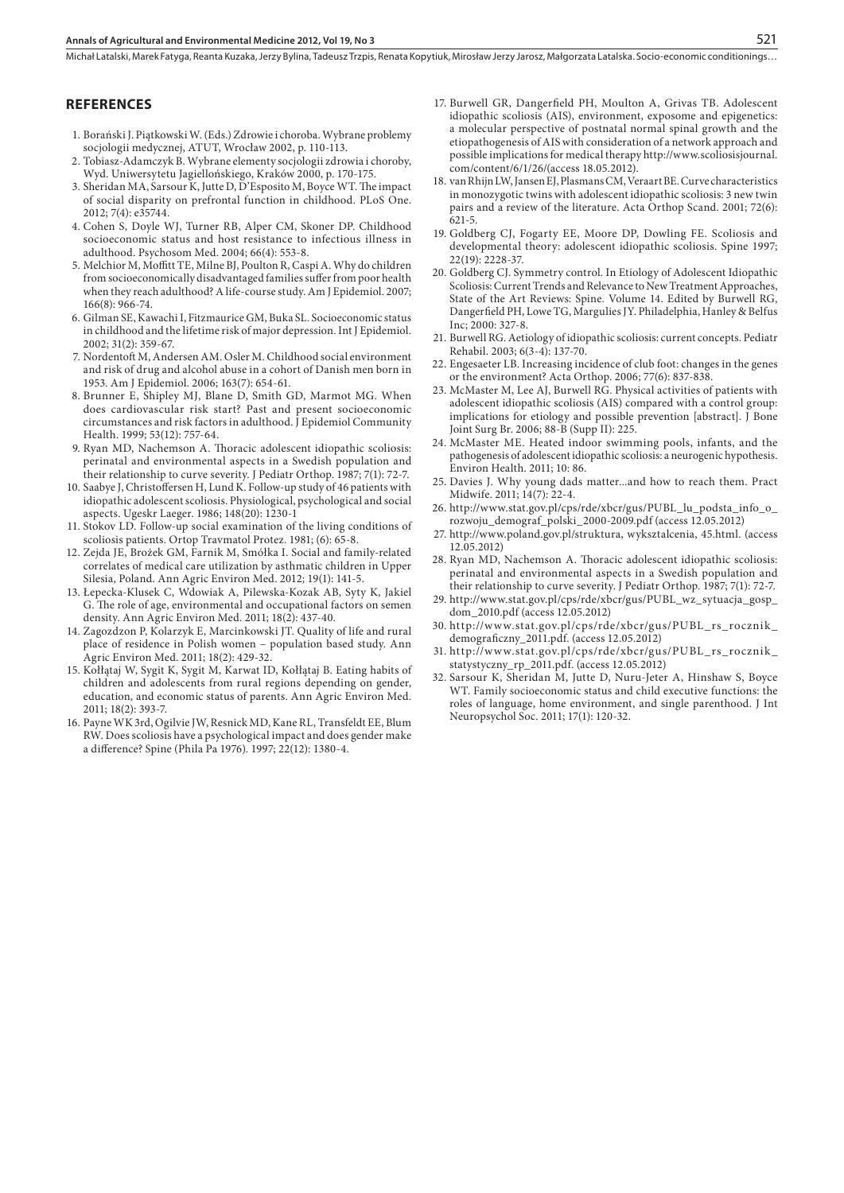## REFERENCES

1. Borański J. Piątkowski W. (Eds.) Zdrowie i choroba. Wybrane problemy socjologii medycznej, ATUT, Wrocław 2002, p. 110-113.
2. Tobiasz-Adamczyk B. Wybrane elementy socjologii zdrowia i choroby, Wyd. Uniwersytetu Jagiellońskiego, Kraków 2000, p. 170-175.
3. Sheridan MA, Sarsour K, Jutte D, D'Esposito M, Boyce WT. The impact of social disparity on prefrontal function in childhood. PLoS One. 2012; 7(4): e35744.
4. Cohen S, Doyle WJ, Turner RB, Alper CM, Skoner DP. Childhood socioeconomic status and host resistance to infectious illness in adulthood. Psychosom Med. 2004; 66(4): 553-8.
5. Melchior M, Moffitt TE, Milne BJ, Poulton R, Caspi A. Why do children from socioeconomically disadvantaged families suffer from poor health when they reach adulthood? A life-course study. Am J Epidemiol. 2007; 166(8): 966-74.
6. Gilman SE, Kawachi I, Fitzmaurice GM, Buka SL. Socioeconomic status in childhood and the lifetime risk of major depression. Int J Epidemiol. 2002; 31(2): 359-67.
7. Nordentoft M, Andersen AM. Osler M. Childhood social environment and risk of drug and alcohol abuse in a cohort of Danish men born in 1953. Am J Epidemiol. 2006; 163(7): 654-61.
8. Brunner E, Shipley MJ, Blane D, Smith GD, Marmot MG. When does cardiovascular risk start? Past and present socioeconomic circumstances and risk factors in adulthood. J Epidemiol Community Health. 1999; 53(12): 757-64.
9. Ryan MD, Nachemson A. Thoracic adolescent idiopathic scoliosis: perinatal and environmental aspects in a Swedish population and their relationship to curve severity. J Pediatr Orthop. 1987; 7(1): 72-7.
10. Saabye J, Christoffersen H, Lund K. Follow-up study of 46 patients with idiopathic adolescent scoliosis. Physiological, psychological and social aspects. Ugeskr Laeger. 1986; 148(20): 1230-1
11. Stokov LD. Follow-up social examination of the living conditions of scoliosis patients. Ortop Travmatol Protez. 1981; (6): 65-8.
12. Zejda JE, Brożek GM, Farnik M, Smółka I. Social and family-related correlates of medical care utilization by asthmatic children in Upper Silesia, Poland. Ann Agric Environ Med. 2012; 19(1): 141-5.
13. Łepecka-Klusek C, Wdowiak A, Pilewska-Kozak AB, Syty K, Jakiel G. The role of age, environmental and occupational factors on semen density. Ann Agric Environ Med. 2011; 18(2): 437-40.
14. Zagozdzon P, Kolarzyk E, Marcinkowski JT. Quality of life and rural place of residence in Polish women – population based study. Ann Agric Environ Med. 2011; 18(2): 429-32.
15. Kołłątaj W, Sygit K, Sygit M, Karwat ID, Kołłątaj B. Eating habits of children and adolescents from rural regions depending on gender, education, and economic status of parents. Ann Agric Environ Med. 2011; 18(2): 393-7.
16. Payne WK 3rd, Ogilvie JW, Resnick MD, Kane RL, Transfeldt EE, Blum RW. Does scoliosis have a psychological impact and does gender make a difference? Spine (Phila Pa 1976). 1997; 22(12): 1380-4.
17. Burwell GR, Dangerfield PH, Moulton A, Grivas TB. Adolescent idiopathic scoliosis (AIS), environment, exposome and epigenetics: a molecular perspective of postnatal normal spinal growth and the etiopathogenesis of AIS with consideration of a network approach and possible implications for medical therapy http://www.scoliosisjournal.com/content/6/1/26/(access 18.05.2012).
18. van Rhijn LW, Jansen EJ, Plasmans CM, Veraart BE. Curve characteristics in monozygotic twins with adolescent idiopathic scoliosis: 3 new twin pairs and a review of the literature. Acta Orthop Scand. 2001; 72(6): 621-5.
19. Goldberg CJ, Fogarty EE, Moore DP, Dowling FE. Scoliosis and developmental theory: adolescent idiopathic scoliosis. Spine 1997; 22(19): 2228-37.
20. Goldberg CJ. Symmetry control. In Etiology of Adolescent Idiopathic Scoliosis: Current Trends and Relevance to New Treatment Approaches, State of the Art Reviews: Spine. Volume 14. Edited by Burwell RG, Dangerfield PH, Lowe TG, Margulies JY. Philadelphia, Hanley & Belfus Inc; 2000: 327-8.
21. Burwell RG. Aetiology of idiopathic scoliosis: current concepts. Pediatr Rehabil. 2003; 6(3-4): 137-70.
22. Engesaeter LB. Increasing incidence of club foot: changes in the genes or the environment? Acta Orthop. 2006; 77(6): 837-838.
23. McMaster M, Lee AJ, Burwell RG. Physical activities of patients with adolescent idiopathic scoliosis (AIS) compared with a control group: implications for etiology and possible prevention [abstract]. J Bone Joint Surg Br. 2006; 88-B (Supp II): 225.
24. McMaster ME. Heated indoor swimming pools, infants, and the pathogenesis of adolescent idiopathic scoliosis: a neurogenic hypothesis. Environ Health. 2011; 10: 86.
25. Davies J. Why young dads matter...and how to reach them. Pract Midwife. 2011; 14(7): 22-4.
26. http://www.stat.gov.pl/cps/rde/xbcr/gus/PUBL_lu_podsta_info_o_rozwoju_demograf_polski_2000-2009.pdf (access 12.05.2012)
27. http://www.poland.gov.pl/struktura, wyksztalcenia, 45.html. (access 12.05.2012)
28. Ryan MD, Nachemson A. Thoracic adolescent idiopathic scoliosis: perinatal and environmental aspects in a Swedish population and their relationship to curve severity. J Pediatr Orthop. 1987; 7(1): 72-7.
29. http://www.stat.gov.pl/cps/rde/xbcr/gus/PUBL_wz_sytuacja_gosp_dom_2010.pdf (access 12.05.2012)
30. http://www.stat.gov.pl/cps/rde/xbcr/gus/PUBL_rs_rocznik_demograficzny_2011.pdf. (access 12.05.2012)
31. http://www.stat.gov.pl/cps/rde/xbcr/gus/PUBL_rs_rocznik_statystyczny_rp_2011.pdf. (access 12.05.2012)
32. Sarsour K, Sheridan M, Jutte D, Nuru-Jeter A, Hinshaw S, Boyce WT. Family socioeconomic status and child executive functions: the roles of language, home environment, and single parenthood. J Int Neuropsychol Soc. 2011; 17(1): 120-32.